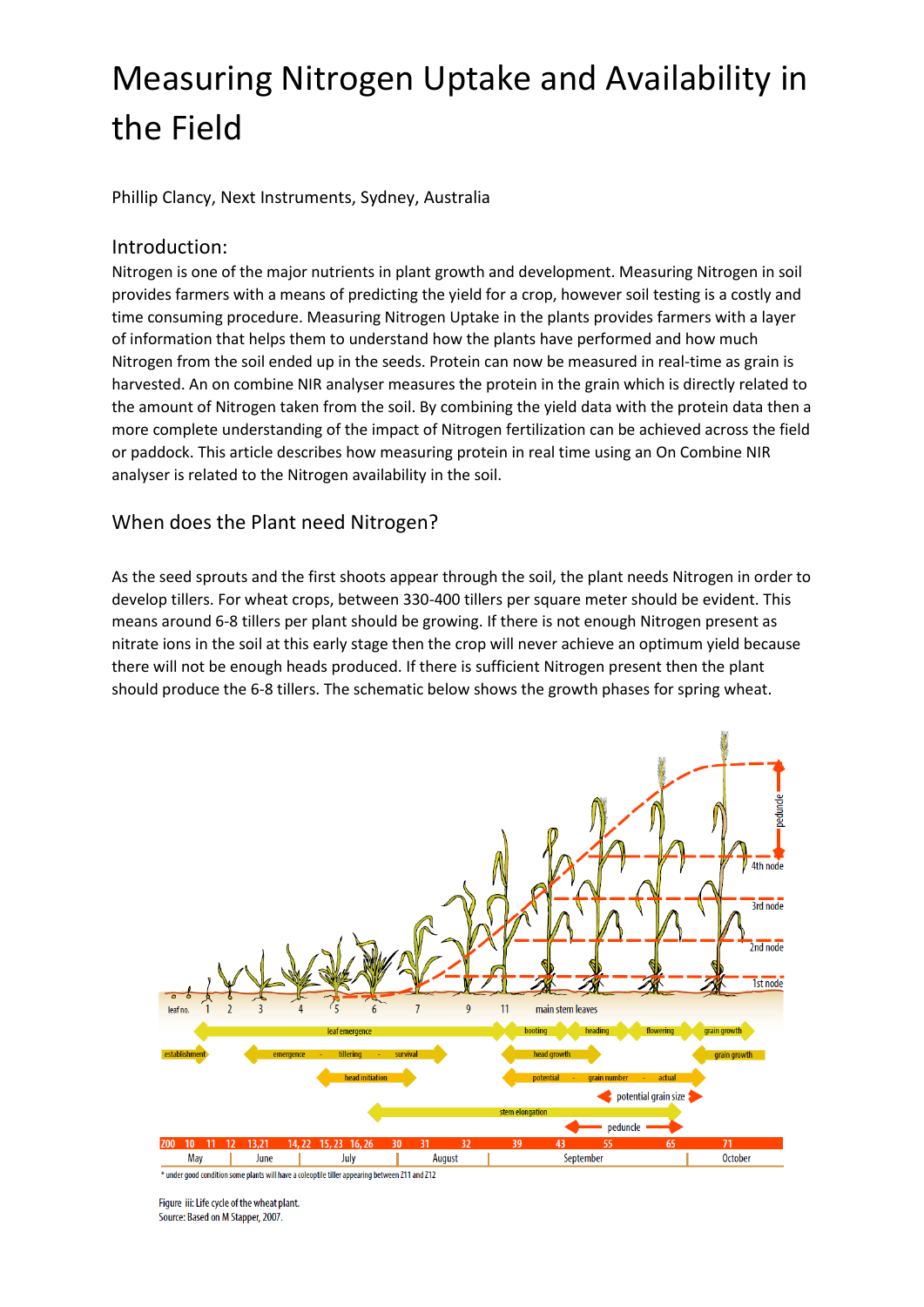# Measuring Nitrogen Uptake and Availability in the Field

Phillip Clancy, Next Instruments, Sydney, Australia

## Introduction:

Nitrogen is one of the major nutrients in plant growth and development. Measuring Nitrogen in soil provides farmers with a means of predicting the yield for a crop, however soil testing is a costly and time consuming procedure. Measuring Nitrogen Uptake in the plants provides farmers with a layer of information that helps them to understand how the plants have performed and how much Nitrogen from the soil ended up in the seeds. Protein can now be measured in real-time as grain is harvested. An on combine NIR analyser measures the protein in the grain which is directly related to the amount of Nitrogen taken from the soil. By combining the yield data with the protein data then a more complete understanding of the impact of Nitrogen fertilization can be achieved across the field or paddock. This article describes how measuring protein in real time using an On Combine NIR analyser is related to the Nitrogen availability in the soil.

## When does the Plant need Nitrogen?

As the seed sprouts and the first shoots appear through the soil, the plant needs Nitrogen in order to develop tillers. For wheat crops, between 330-400 tillers per square meter should be evident. This means around 6-8 tillers per plant should be growing. If there is not enough Nitrogen present as nitrate ions in the soil at this early stage then the crop will never achieve an optimum yield because there will not be enough heads produced. If there is sufficient Nitrogen present then the plant should produce the 6-8 tillers. The schematic below shows the growth phases for spring wheat.

\* under good condition some plants will have a coleoptile tiller appearing between Z11 and Z12

Figure iii: Life cycle of the wheat plant.
Source: Based on M Stapper, 2007.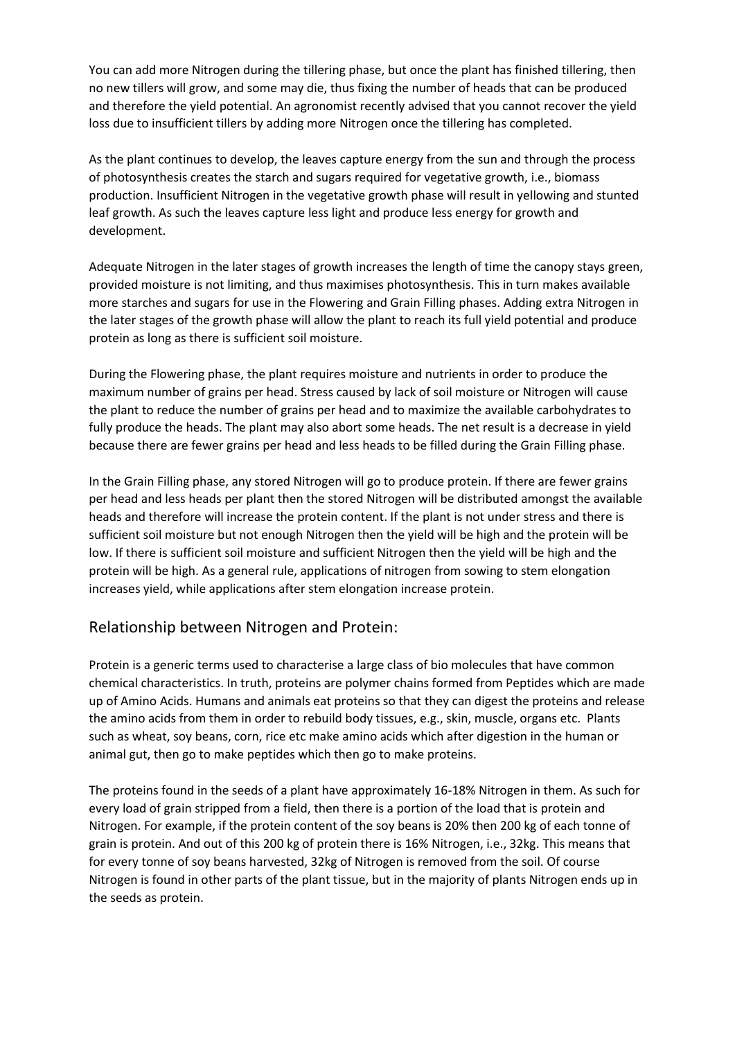You can add more Nitrogen during the tillering phase, but once the plant has finished tillering, then no new tillers will grow, and some may die, thus fixing the number of heads that can be produced and therefore the yield potential. An agronomist recently advised that you cannot recover the yield loss due to insufficient tillers by adding more Nitrogen once the tillering has completed.

As the plant continues to develop, the leaves capture energy from the sun and through the process of photosynthesis creates the starch and sugars required for vegetative growth, i.e., biomass production. Insufficient Nitrogen in the vegetative growth phase will result in yellowing and stunted leaf growth. As such the leaves capture less light and produce less energy for growth and development.

Adequate Nitrogen in the later stages of growth increases the length of time the canopy stays green, provided moisture is not limiting, and thus maximises photosynthesis. This in turn makes available more starches and sugars for use in the Flowering and Grain Filling phases. Adding extra Nitrogen in the later stages of the growth phase will allow the plant to reach its full yield potential and produce protein as long as there is sufficient soil moisture.

During the Flowering phase, the plant requires moisture and nutrients in order to produce the maximum number of grains per head. Stress caused by lack of soil moisture or Nitrogen will cause the plant to reduce the number of grains per head and to maximize the available carbohydrates to fully produce the heads. The plant may also abort some heads. The net result is a decrease in yield because there are fewer grains per head and less heads to be filled during the Grain Filling phase.

In the Grain Filling phase, any stored Nitrogen will go to produce protein. If there are fewer grains per head and less heads per plant then the stored Nitrogen will be distributed amongst the available heads and therefore will increase the protein content. If the plant is not under stress and there is sufficient soil moisture but not enough Nitrogen then the yield will be high and the protein will be low. If there is sufficient soil moisture and sufficient Nitrogen then the yield will be high and the protein will be high. As a general rule, applications of nitrogen from sowing to stem elongation increases yield, while applications after stem elongation increase protein.

## Relationship between Nitrogen and Protein:

Protein is a generic terms used to characterise a large class of bio molecules that have common chemical characteristics. In truth, proteins are polymer chains formed from Peptides which are made up of Amino Acids. Humans and animals eat proteins so that they can digest the proteins and release the amino acids from them in order to rebuild body tissues, e.g., skin, muscle, organs etc. Plants such as wheat, soy beans, corn, rice etc make amino acids which after digestion in the human or animal gut, then go to make peptides which then go to make proteins.

The proteins found in the seeds of a plant have approximately 16-18% Nitrogen in them. As such for every load of grain stripped from a field, then there is a portion of the load that is protein and Nitrogen. For example, if the protein content of the soy beans is 20% then 200 kg of each tonne of grain is protein. And out of this 200 kg of protein there is 16% Nitrogen, i.e., 32kg. This means that for every tonne of soy beans harvested, 32kg of Nitrogen is removed from the soil. Of course Nitrogen is found in other parts of the plant tissue, but in the majority of plants Nitrogen ends up in the seeds as protein.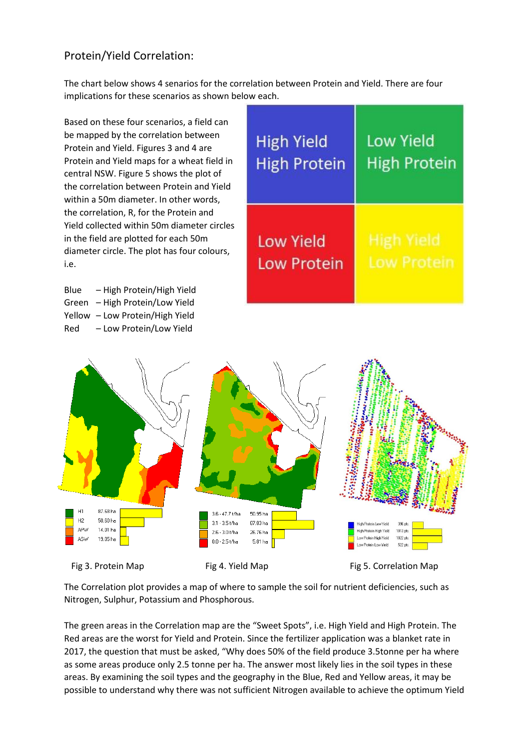## Protein/Yield Correlation:

The chart below shows 4 senarios for the correlation between Protein and Yield. There are four implications for these scenarios as shown below each.

Based on these four scenarios, a field can be mapped by the correlation between Protein and Yield. Figures 3 and 4 are Protein and Yield maps for a wheat field in central NSW. Figure 5 shows the plot of the correlation between Protein and Yield within a 50m diameter. In other words, the correlation, R, for the Protein and Yield collected within 50m diameter circles in the field are plotted for each 50m diameter circle. The plot has four colours, i.e.

Blue – High Protein/High Yield
Green – High Protein/Low Yield
Yellow – Low Protein/High Yield
Red – Low Protein/Low Yield

| High Yield High Protein | Low Yield High Protein |
|---|---|
| Low Yield Low Protein | High Yield Low Protein |

| Protein class | Area |
|---|---|
| H1 | 87.68 ha |
| H2 | 50.60 ha |
| APW | 14.01 ha |
| ASW | 19.05 ha |

Fig 3. Protein Map

| Yield class | Area |
|---|---|
| 3.6 - 47.7 t/ha | 50.95 ha |
| 3.1 - 3.5 t/ha | 87.03 ha |
| 2.6 - 3.0 t/ha | 26.76 ha |
| 0.0 - 2.5 t/ha | 5.01 ha |

Fig 4. Yield Map

| Correlation class | Points |
|---|---|
| High Protein Low Yield | 396 pts |
| High Protein High Yield | 1013 pts |
| Low Protein High Yield | 1002 pts |
| Low Protein Low Yield | 522 pts |

Fig 5. Correlation Map

The Correlation plot provides a map of where to sample the soil for nutrient deficiencies, such as Nitrogen, Sulphur, Potassium and Phosphorous.

The green areas in the Correlation map are the "Sweet Spots", i.e. High Yield and High Protein. The Red areas are the worst for Yield and Protein. Since the fertilizer application was a blanket rate in 2017, the question that must be asked, "Why does 50% of the field produce 3.5tonne per ha where as some areas produce only 2.5 tonne per ha. The answer most likely lies in the soil types in these areas. By examining the soil types and the geography in the Blue, Red and Yellow areas, it may be possible to understand why there was not sufficient Nitrogen available to achieve the optimum Yield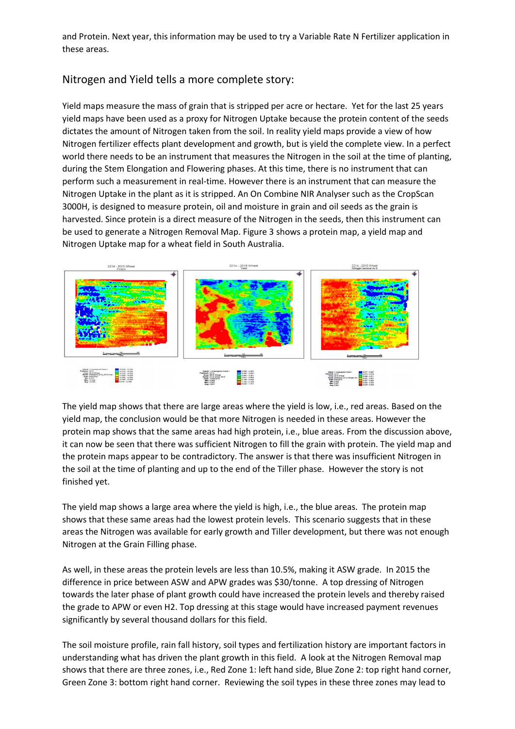and Protein. Next year, this information may be used to try a Variable Rate N Fertilizer application in these areas.

## Nitrogen and Yield tells a more complete story:

Yield maps measure the mass of grain that is stripped per acre or hectare. Yet for the last 25 years yield maps have been used as a proxy for Nitrogen Uptake because the protein content of the seeds dictates the amount of Nitrogen taken from the soil. In reality yield maps provide a view of how Nitrogen fertilizer effects plant development and growth, but is yield the complete view. In a perfect world there needs to be an instrument that measures the Nitrogen in the soil at the time of planting, during the Stem Elongation and Flowering phases. At this time, there is no instrument that can perform such a measurement in real-time. However there is an instrument that can measure the Nitrogen Uptake in the plant as it is stripped. An On Combine NIR Analyser such as the CropScan 3000H, is designed to measure protein, oil and moisture in grain and oil seeds as the grain is harvested. Since protein is a direct measure of the Nitrogen in the seeds, then this instrument can be used to generate a Nitrogen Removal Map. Figure 3 shows a protein map, a yield map and Nitrogen Uptake map for a wheat field in South Australia.

The yield map shows that there are large areas where the yield is low, i.e., red areas. Based on the yield map, the conclusion would be that more Nitrogen is needed in these areas. However the protein map shows that the same areas had high protein, i.e., blue areas. From the discussion above, it can now be seen that there was sufficient Nitrogen to fill the grain with protein. The yield map and the protein maps appear to be contradictory. The answer is that there was insufficient Nitrogen in the soil at the time of planting and up to the end of the Tiller phase. However the story is not finished yet.

The yield map shows a large area where the yield is high, i.e., the blue areas. The protein map shows that these same areas had the lowest protein levels. This scenario suggests that in these areas the Nitrogen was available for early growth and Tiller development, but there was not enough Nitrogen at the Grain Filling phase.

As well, in these areas the protein levels are less than 10.5%, making it ASW grade. In 2015 the difference in price between ASW and APW grades was $30/tonne. A top dressing of Nitrogen towards the later phase of plant growth could have increased the protein levels and thereby raised the grade to APW or even H2. Top dressing at this stage would have increased payment revenues significantly by several thousand dollars for this field.

The soil moisture profile, rain fall history, soil types and fertilization history are important factors in understanding what has driven the plant growth in this field. A look at the Nitrogen Removal map shows that there are three zones, i.e., Red Zone 1: left hand side, Blue Zone 2: top right hand corner, Green Zone 3: bottom right hand corner. Reviewing the soil types in these three zones may lead to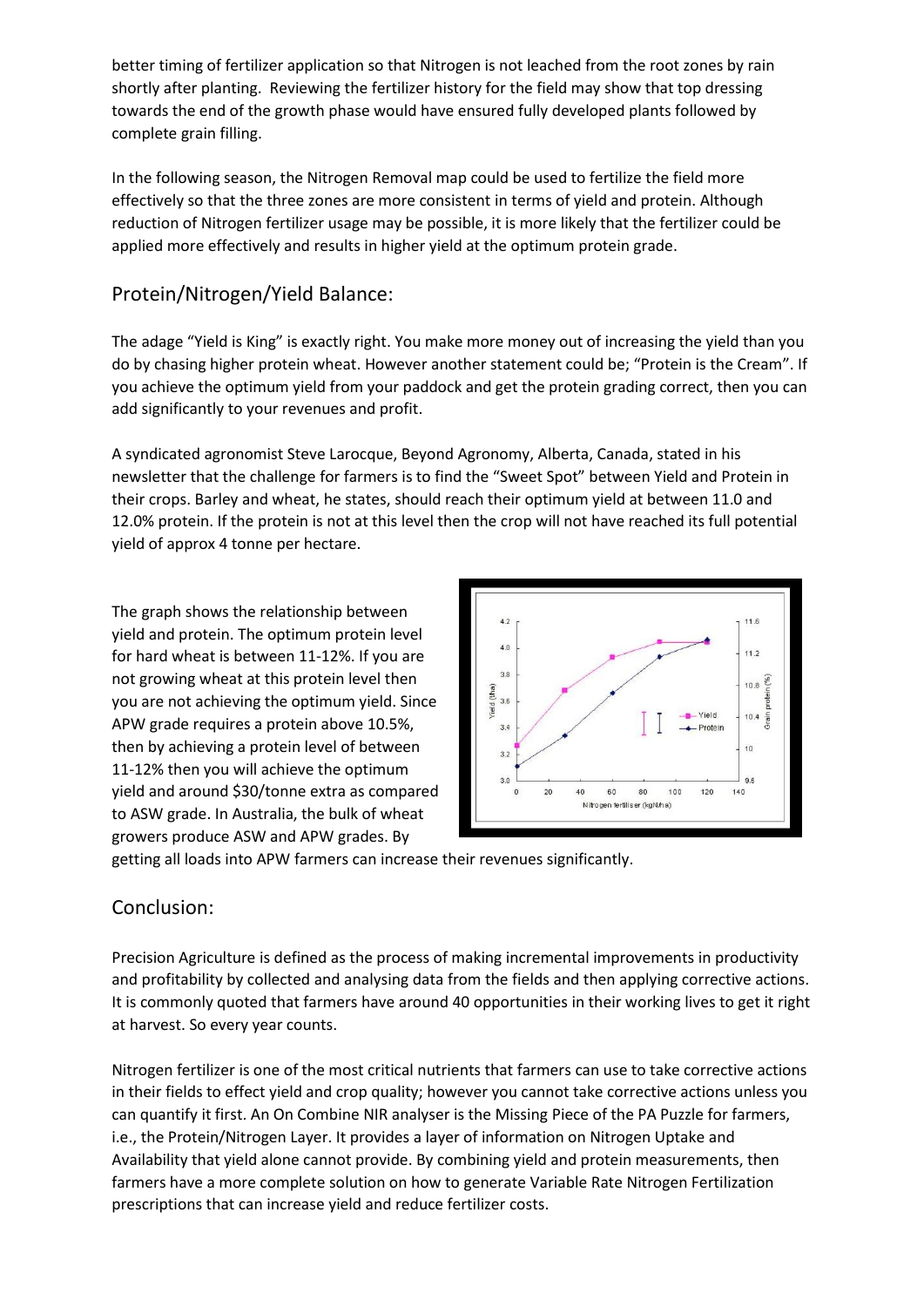better timing of fertilizer application so that Nitrogen is not leached from the root zones by rain shortly after planting. Reviewing the fertilizer history for the field may show that top dressing towards the end of the growth phase would have ensured fully developed plants followed by complete grain filling.

In the following season, the Nitrogen Removal map could be used to fertilize the field more effectively so that the three zones are more consistent in terms of yield and protein. Although reduction of Nitrogen fertilizer usage may be possible, it is more likely that the fertilizer could be applied more effectively and results in higher yield at the optimum protein grade.

## Protein/Nitrogen/Yield Balance:

The adage "Yield is King" is exactly right. You make more money out of increasing the yield than you do by chasing higher protein wheat. However another statement could be; "Protein is the Cream". If you achieve the optimum yield from your paddock and get the protein grading correct, then you can add significantly to your revenues and profit.

A syndicated agronomist Steve Larocque, Beyond Agronomy, Alberta, Canada, stated in his newsletter that the challenge for farmers is to find the "Sweet Spot" between Yield and Protein in their crops. Barley and wheat, he states, should reach their optimum yield at between 11.0 and 12.0% protein. If the protein is not at this level then the crop will not have reached its full potential yield of approx 4 tonne per hectare.

Yield (t/ha)
4.2
4.0
3.8
3.6
3.4
3.2
3.0
0 20 40 60 80 100 120 140
Nitrogen fertiliser (kgN/ha)
Grain protein (%)
11.6
11.2
10.8
10.4
10
9.6
Yield
Protein

The graph shows the relationship between yield and protein. The optimum protein level for hard wheat is between 11-12%. If you are not growing wheat at this protein level then you are not achieving the optimum yield. Since APW grade requires a protein above 10.5%, then by achieving a protein level of between 11-12% then you will achieve the optimum yield and around $30/tonne extra as compared to ASW grade. In Australia, the bulk of wheat growers produce ASW and APW grades. By getting all loads into APW farmers can increase their revenues significantly.

## Conclusion:

Precision Agriculture is defined as the process of making incremental improvements in productivity and profitability by collected and analysing data from the fields and then applying corrective actions. It is commonly quoted that farmers have around 40 opportunities in their working lives to get it right at harvest. So every year counts.

Nitrogen fertilizer is one of the most critical nutrients that farmers can use to take corrective actions in their fields to effect yield and crop quality; however you cannot take corrective actions unless you can quantify it first. An On Combine NIR analyser is the Missing Piece of the PA Puzzle for farmers, i.e., the Protein/Nitrogen Layer. It provides a layer of information on Nitrogen Uptake and Availability that yield alone cannot provide. By combining yield and protein measurements, then farmers have a more complete solution on how to generate Variable Rate Nitrogen Fertilization prescriptions that can increase yield and reduce fertilizer costs.